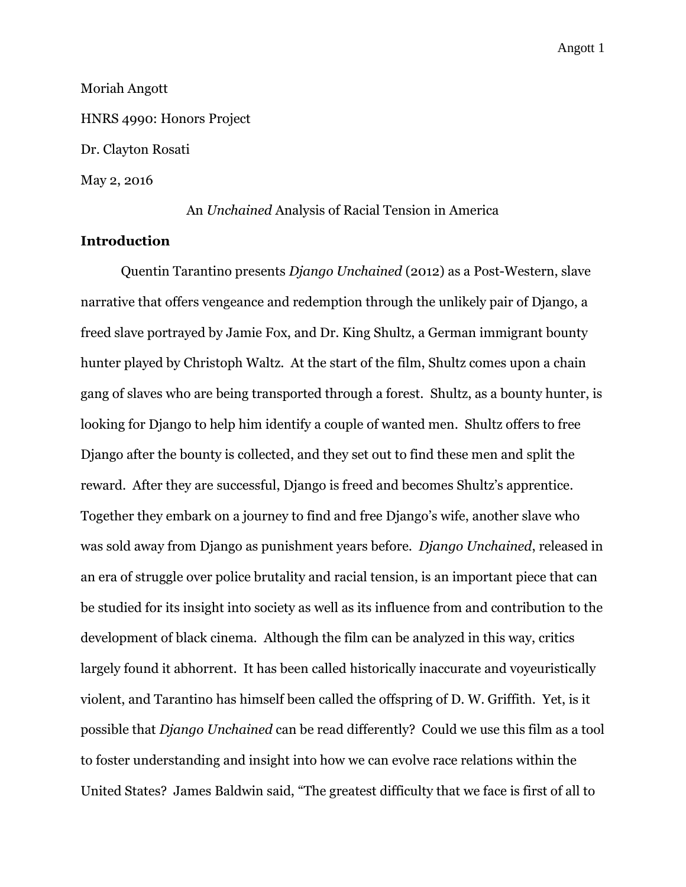Moriah Angott

HNRS 4990: Honors Project

Dr. Clayton Rosati

May 2, 2016

An *Unchained* Analysis of Racial Tension in America

## Introduction

Quentin Tarantino presents *Django Unchained* (2012) as a Post-Western, slave narrative that offers vengeance and redemption through the unlikely pair of Django, a freed slave portrayed by Jamie Fox, and Dr. King Shultz, a German immigrant bounty hunter played by Christoph Waltz. At the start of the film, Shultz comes upon a chain gang of slaves who are being transported through a forest. Shultz, as a bounty hunter, is looking for Django to help him identify a couple of wanted men. Shultz offers to free Django after the bounty is collected, and they set out to find these men and split the reward. After they are successful, Django is freed and becomes Shultz's apprentice. Together they embark on a journey to find and free Django's wife, another slave who was sold away from Django as punishment years before. *Django Unchained*, released in an era of struggle over police brutality and racial tension, is an important piece that can be studied for its insight into society as well as its influence from and contribution to the development of black cinema. Although the film can be analyzed in this way, critics largely found it abhorrent. It has been called historically inaccurate and voyeuristically violent, and Tarantino has himself been called the offspring of D. W. Griffith. Yet, is it possible that *Django Unchained* can be read differently? Could we use this film as a tool to foster understanding and insight into how we can evolve race relations within the United States? James Baldwin said, "The greatest difficulty that we face is first of all to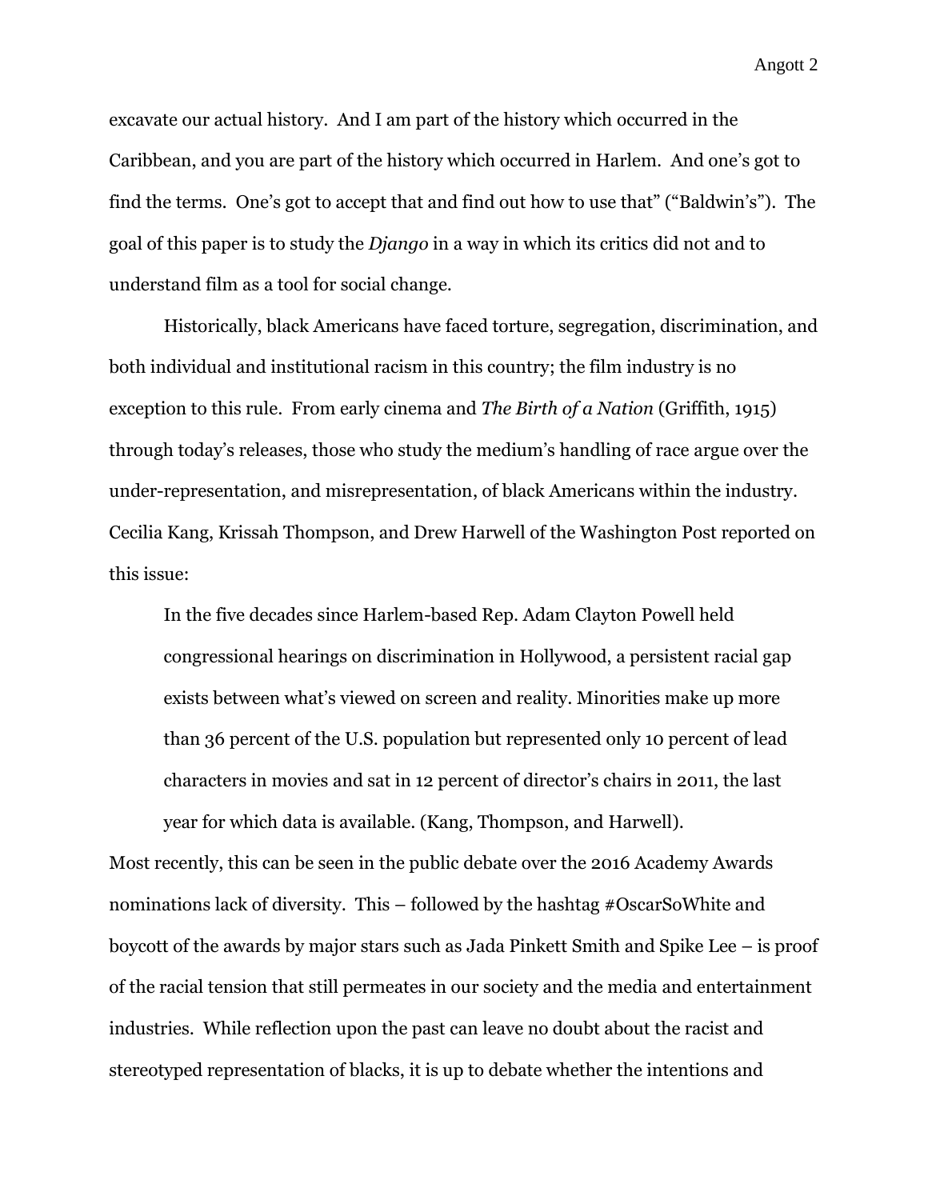excavate our actual history. And I am part of the history which occurred in the Caribbean, and you are part of the history which occurred in Harlem. And one's got to find the terms. One's got to accept that and find out how to use that" ("Baldwin's"). The goal of this paper is to study the *Django* in a way in which its critics did not and to understand film as a tool for social change.

Historically, black Americans have faced torture, segregation, discrimination, and both individual and institutional racism in this country; the film industry is no exception to this rule. From early cinema and *The Birth of a Nation* (Griffith, 1915) through today's releases, those who study the medium's handling of race argue over the under-representation, and misrepresentation, of black Americans within the industry. Cecilia Kang, Krissah Thompson, and Drew Harwell of the Washington Post reported on this issue:

> In the five decades since Harlem-based Rep. Adam Clayton Powell held congressional hearings on discrimination in Hollywood, a persistent racial gap exists between what's viewed on screen and reality. Minorities make up more than 36 percent of the U.S. population but represented only 10 percent of lead characters in movies and sat in 12 percent of director's chairs in 2011, the last year for which data is available. (Kang, Thompson, and Harwell).

Most recently, this can be seen in the public debate over the 2016 Academy Awards nominations lack of diversity. This – followed by the hashtag #OscarSoWhite and boycott of the awards by major stars such as Jada Pinkett Smith and Spike Lee – is proof of the racial tension that still permeates in our society and the media and entertainment industries. While reflection upon the past can leave no doubt about the racist and stereotyped representation of blacks, it is up to debate whether the intentions and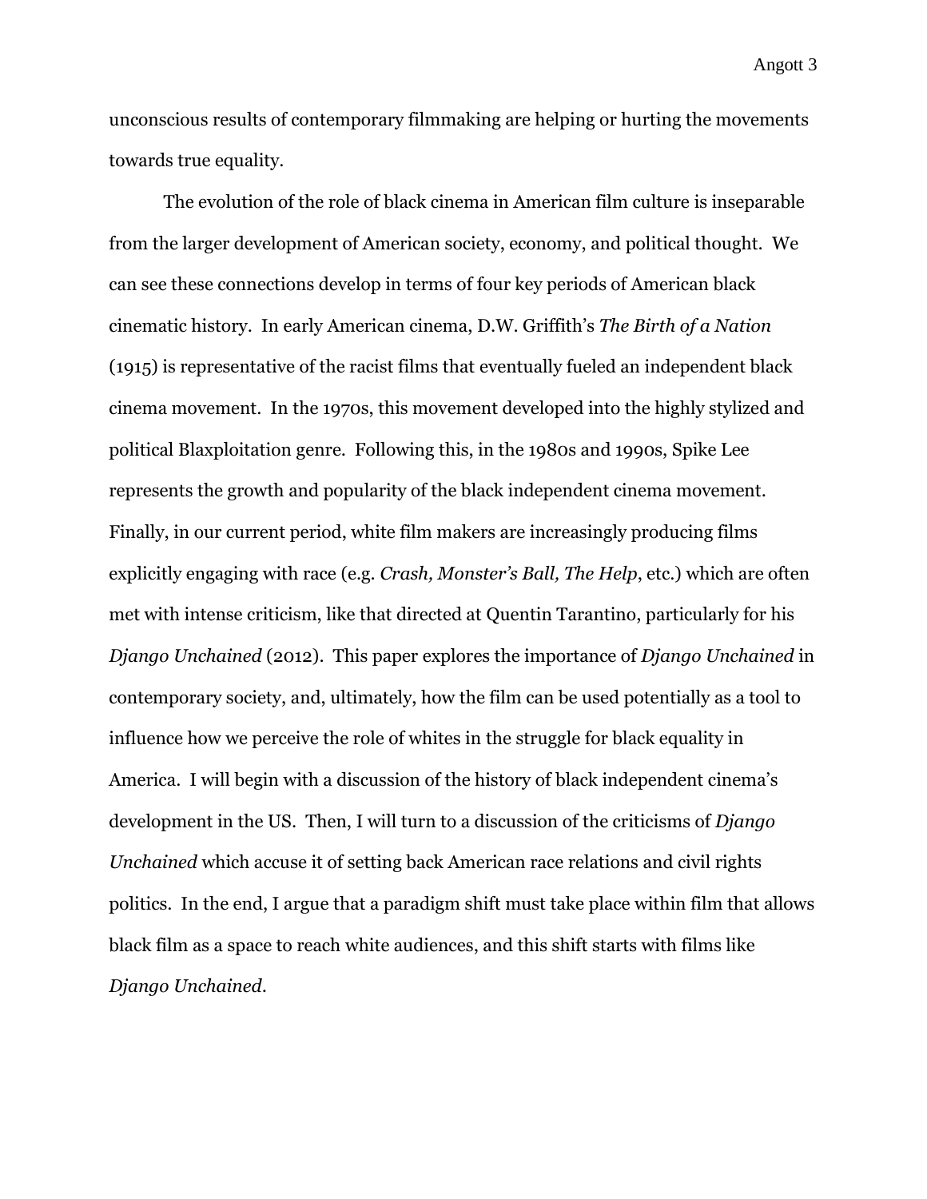unconscious results of contemporary filmmaking are helping or hurting the movements towards true equality.

The evolution of the role of black cinema in American film culture is inseparable from the larger development of American society, economy, and political thought. We can see these connections develop in terms of four key periods of American black cinematic history. In early American cinema, D.W. Griffith's *The Birth of a Nation* (1915) is representative of the racist films that eventually fueled an independent black cinema movement. In the 1970s, this movement developed into the highly stylized and political Blaxploitation genre. Following this, in the 1980s and 1990s, Spike Lee represents the growth and popularity of the black independent cinema movement. Finally, in our current period, white film makers are increasingly producing films explicitly engaging with race (e.g. *Crash, Monster's Ball, The Help*, etc.) which are often met with intense criticism, like that directed at Quentin Tarantino, particularly for his *Django Unchained* (2012). This paper explores the importance of *Django Unchained* in contemporary society, and, ultimately, how the film can be used potentially as a tool to influence how we perceive the role of whites in the struggle for black equality in America. I will begin with a discussion of the history of black independent cinema's development in the US. Then, I will turn to a discussion of the criticisms of *Django Unchained* which accuse it of setting back American race relations and civil rights politics. In the end, I argue that a paradigm shift must take place within film that allows black film as a space to reach white audiences, and this shift starts with films like *Django Unchained*.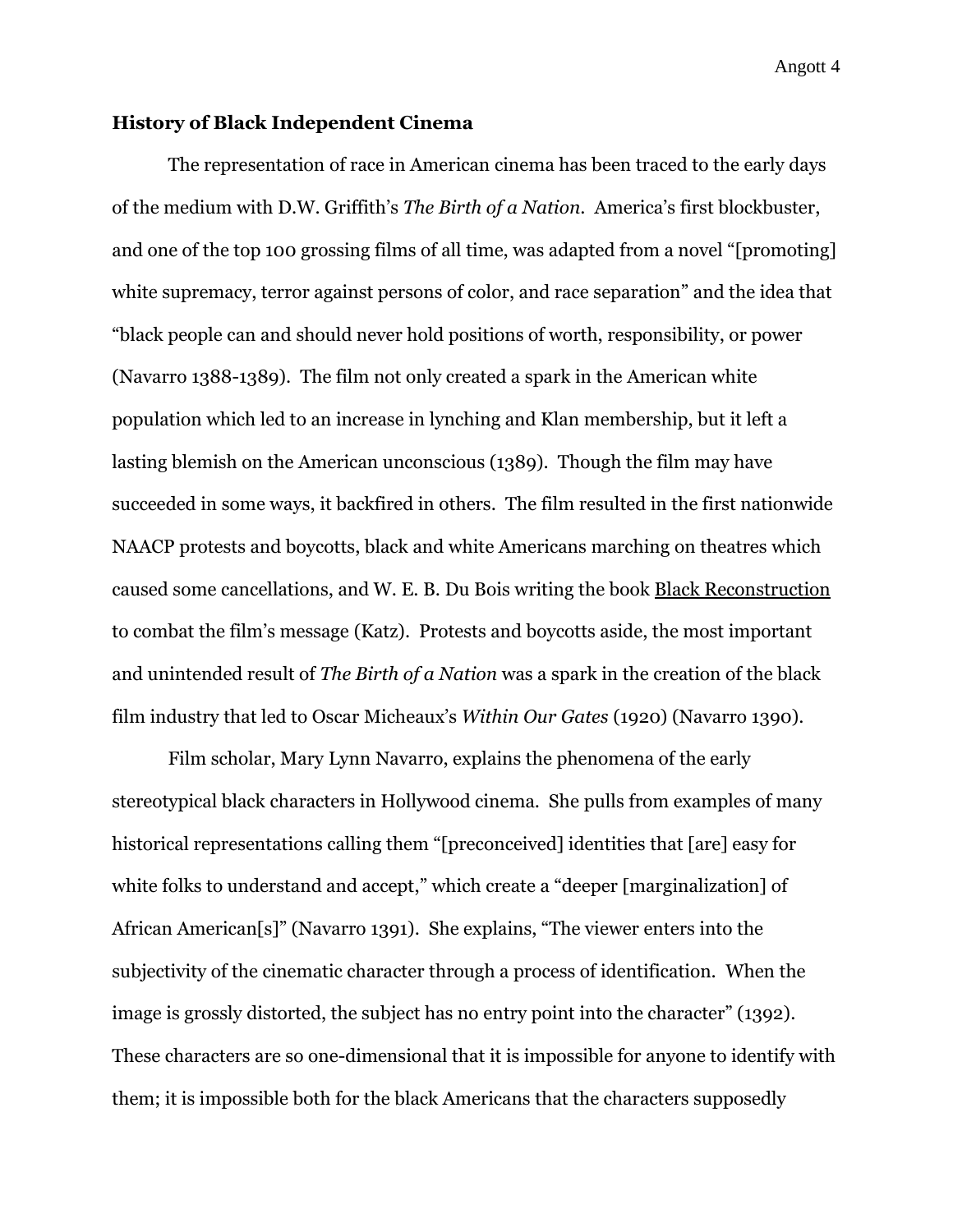**History of Black Independent Cinema**

The representation of race in American cinema has been traced to the early days of the medium with D.W. Griffith's *The Birth of a Nation.* America's first blockbuster, and one of the top 100 grossing films of all time, was adapted from a novel "[promoting] white supremacy, terror against persons of color, and race separation" and the idea that "black people can and should never hold positions of worth, responsibility, or power (Navarro 1388-1389). The film not only created a spark in the American white population which led to an increase in lynching and Klan membership, but it left a lasting blemish on the American unconscious (1389). Though the film may have succeeded in some ways, it backfired in others. The film resulted in the first nationwide NAACP protests and boycotts, black and white Americans marching on theatres which caused some cancellations, and W. E. B. Du Bois writing the book Black Reconstruction to combat the film's message (Katz). Protests and boycotts aside, the most important and unintended result of *The Birth of a Nation* was a spark in the creation of the black film industry that led to Oscar Micheaux's *Within Our Gates* (1920) (Navarro 1390).

Film scholar, Mary Lynn Navarro, explains the phenomena of the early stereotypical black characters in Hollywood cinema. She pulls from examples of many historical representations calling them "[preconceived] identities that [are] easy for white folks to understand and accept," which create a "deeper [marginalization] of African American[s]" (Navarro 1391). She explains, "The viewer enters into the subjectivity of the cinematic character through a process of identification. When the image is grossly distorted, the subject has no entry point into the character" (1392). These characters are so one-dimensional that it is impossible for anyone to identify with them; it is impossible both for the black Americans that the characters supposedly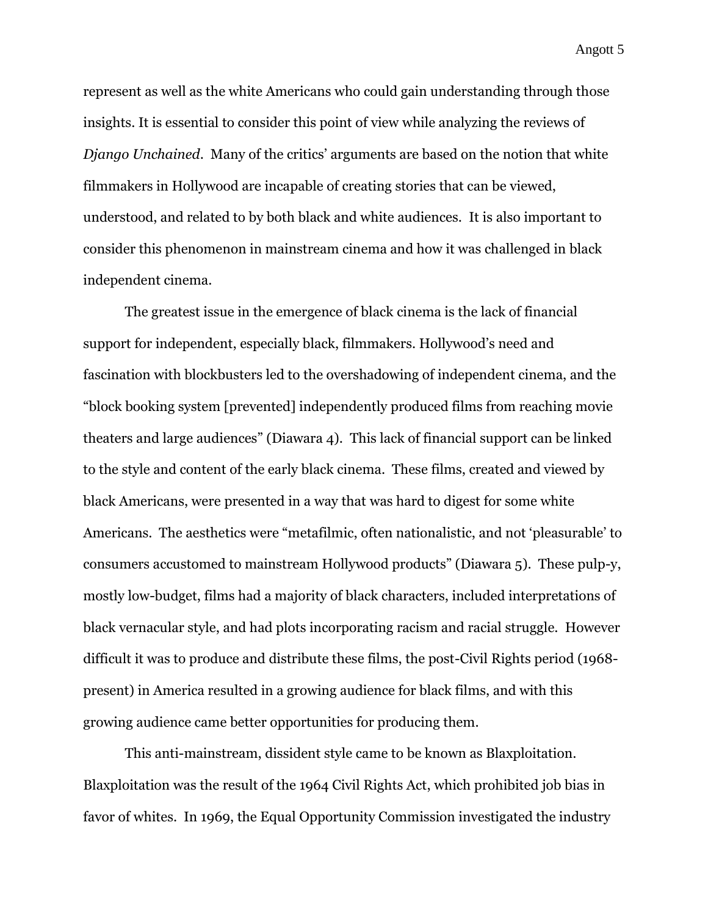represent as well as the white Americans who could gain understanding through those insights. It is essential to consider this point of view while analyzing the reviews of *Django Unchained*. Many of the critics' arguments are based on the notion that white filmmakers in Hollywood are incapable of creating stories that can be viewed, understood, and related to by both black and white audiences. It is also important to consider this phenomenon in mainstream cinema and how it was challenged in black independent cinema.

The greatest issue in the emergence of black cinema is the lack of financial support for independent, especially black, filmmakers. Hollywood's need and fascination with blockbusters led to the overshadowing of independent cinema, and the "block booking system [prevented] independently produced films from reaching movie theaters and large audiences" (Diawara 4). This lack of financial support can be linked to the style and content of the early black cinema. These films, created and viewed by black Americans, were presented in a way that was hard to digest for some white Americans. The aesthetics were "metafilmic, often nationalistic, and not 'pleasurable' to consumers accustomed to mainstream Hollywood products" (Diawara 5). These pulp-y, mostly low-budget, films had a majority of black characters, included interpretations of black vernacular style, and had plots incorporating racism and racial struggle. However difficult it was to produce and distribute these films, the post-Civil Rights period (1968-present) in America resulted in a growing audience for black films, and with this growing audience came better opportunities for producing them.

This anti-mainstream, dissident style came to be known as Blaxploitation. Blaxploitation was the result of the 1964 Civil Rights Act, which prohibited job bias in favor of whites. In 1969, the Equal Opportunity Commission investigated the industry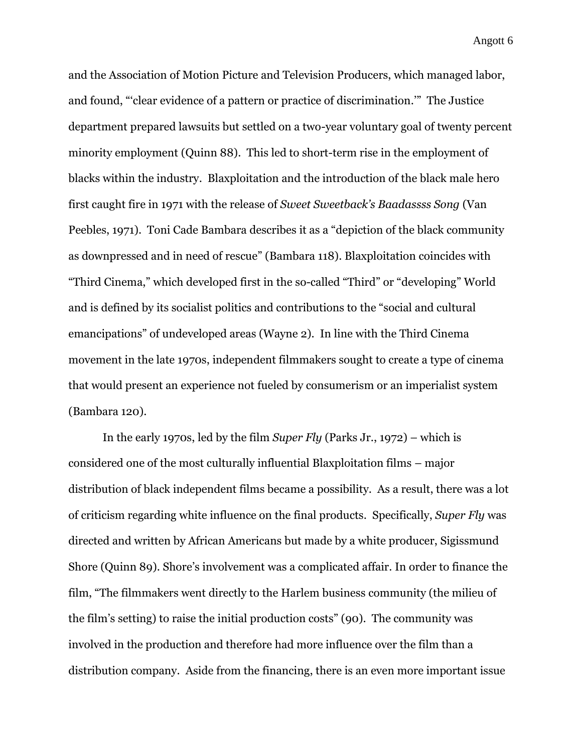and the Association of Motion Picture and Television Producers, which managed labor, and found, "'clear evidence of a pattern or practice of discrimination.'" The Justice department prepared lawsuits but settled on a two-year voluntary goal of twenty percent minority employment (Quinn 88). This led to short-term rise in the employment of blacks within the industry. Blaxploitation and the introduction of the black male hero first caught fire in 1971 with the release of *Sweet Sweetback's Baadassss Song* (Van Peebles, 1971). Toni Cade Bambara describes it as a "depiction of the black community as downpressed and in need of rescue" (Bambara 118). Blaxploitation coincides with "Third Cinema," which developed first in the so-called "Third" or "developing" World and is defined by its socialist politics and contributions to the "social and cultural emancipations" of undeveloped areas (Wayne 2). In line with the Third Cinema movement in the late 1970s, independent filmmakers sought to create a type of cinema that would present an experience not fueled by consumerism or an imperialist system (Bambara 120).

In the early 1970s, led by the film *Super Fly* (Parks Jr., 1972) – which is considered one of the most culturally influential Blaxploitation films – major distribution of black independent films became a possibility. As a result, there was a lot of criticism regarding white influence on the final products. Specifically, *Super Fly* was directed and written by African Americans but made by a white producer, Sigissmund Shore (Quinn 89). Shore's involvement was a complicated affair. In order to finance the film, "The filmmakers went directly to the Harlem business community (the milieu of the film's setting) to raise the initial production costs" (90). The community was involved in the production and therefore had more influence over the film than a distribution company. Aside from the financing, there is an even more important issue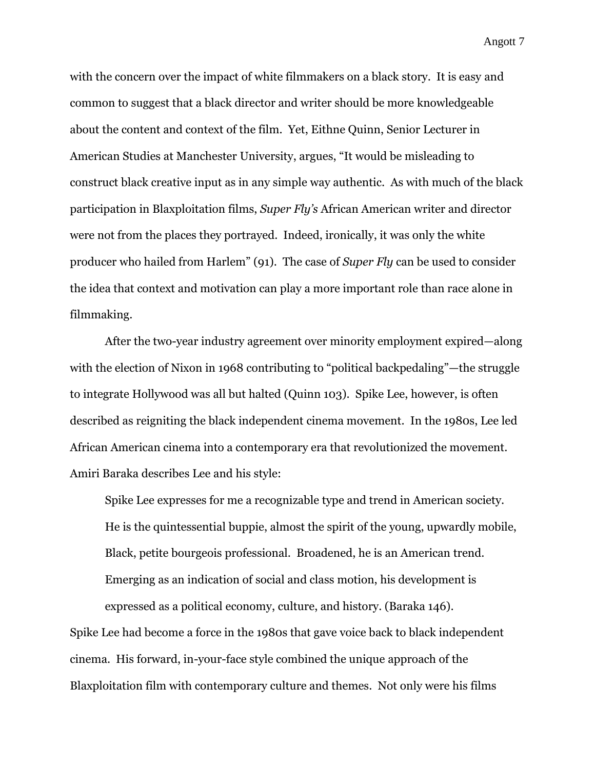with the concern over the impact of white filmmakers on a black story. It is easy and common to suggest that a black director and writer should be more knowledgeable about the content and context of the film. Yet, Eithne Quinn, Senior Lecturer in American Studies at Manchester University, argues, "It would be misleading to construct black creative input as in any simple way authentic. As with much of the black participation in Blaxploitation films, *Super Fly's* African American writer and director were not from the places they portrayed. Indeed, ironically, it was only the white producer who hailed from Harlem" (91). The case of *Super Fly* can be used to consider the idea that context and motivation can play a more important role than race alone in filmmaking.

After the two-year industry agreement over minority employment expired—along with the election of Nixon in 1968 contributing to "political backpedaling"—the struggle to integrate Hollywood was all but halted (Quinn 103). Spike Lee, however, is often described as reigniting the black independent cinema movement. In the 1980s, Lee led African American cinema into a contemporary era that revolutionized the movement. Amiri Baraka describes Lee and his style:

> Spike Lee expresses for me a recognizable type and trend in American society. He is the quintessential buppie, almost the spirit of the young, upwardly mobile, Black, petite bourgeois professional. Broadened, he is an American trend. Emerging as an indication of social and class motion, his development is expressed as a political economy, culture, and history. (Baraka 146).

Spike Lee had become a force in the 1980s that gave voice back to black independent cinema. His forward, in-your-face style combined the unique approach of the Blaxploitation film with contemporary culture and themes. Not only were his films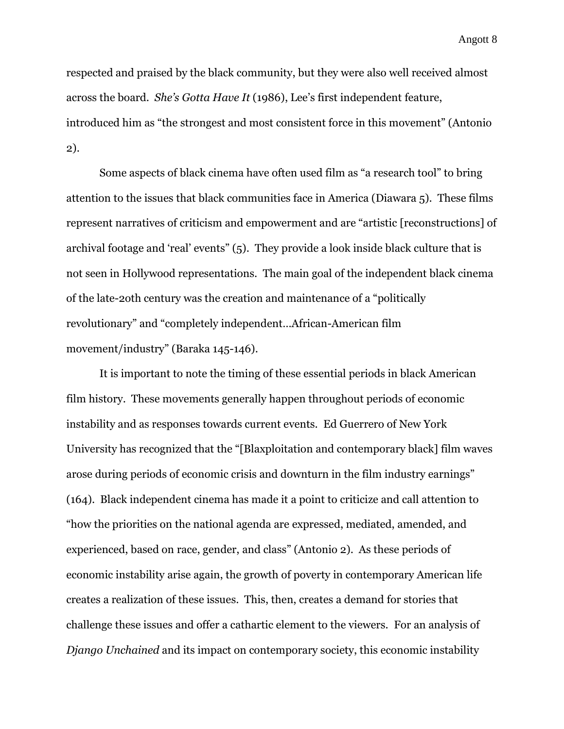respected and praised by the black community, but they were also well received almost across the board. *She's Gotta Have It* (1986), Lee's first independent feature, introduced him as "the strongest and most consistent force in this movement" (Antonio 2).

Some aspects of black cinema have often used film as "a research tool" to bring attention to the issues that black communities face in America (Diawara 5). These films represent narratives of criticism and empowerment and are "artistic [reconstructions] of archival footage and 'real' events" (5). They provide a look inside black culture that is not seen in Hollywood representations. The main goal of the independent black cinema of the late-20th century was the creation and maintenance of a "politically revolutionary" and "completely independent…African-American film movement/industry" (Baraka 145-146).

It is important to note the timing of these essential periods in black American film history. These movements generally happen throughout periods of economic instability and as responses towards current events. Ed Guerrero of New York University has recognized that the "[Blaxploitation and contemporary black] film waves arose during periods of economic crisis and downturn in the film industry earnings" (164). Black independent cinema has made it a point to criticize and call attention to "how the priorities on the national agenda are expressed, mediated, amended, and experienced, based on race, gender, and class" (Antonio 2). As these periods of economic instability arise again, the growth of poverty in contemporary American life creates a realization of these issues. This, then, creates a demand for stories that challenge these issues and offer a cathartic element to the viewers. For an analysis of *Django Unchained* and its impact on contemporary society, this economic instability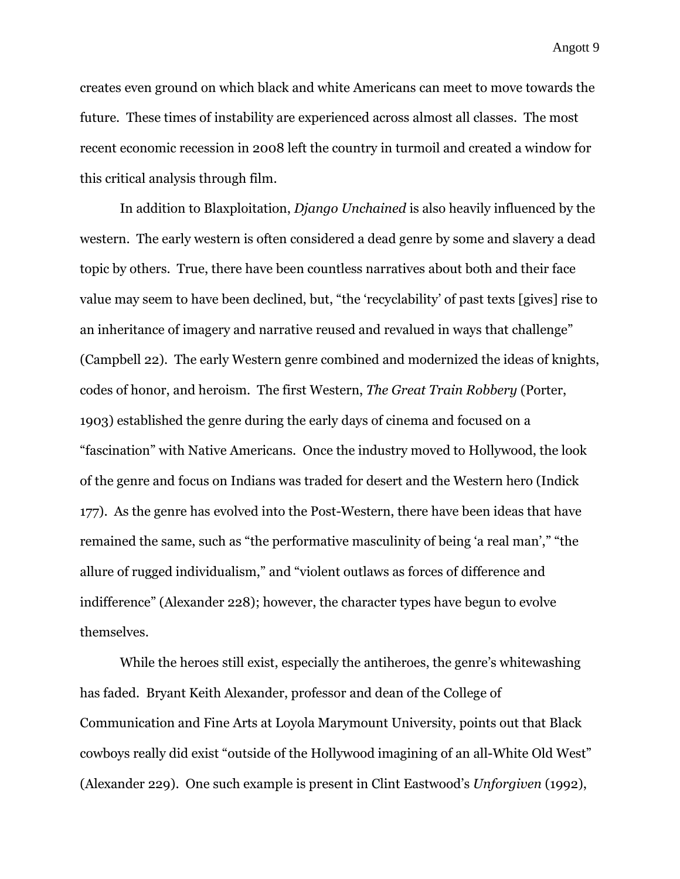creates even ground on which black and white Americans can meet to move towards the future. These times of instability are experienced across almost all classes. The most recent economic recession in 2008 left the country in turmoil and created a window for this critical analysis through film.

In addition to Blaxploitation, *Django Unchained* is also heavily influenced by the western. The early western is often considered a dead genre by some and slavery a dead topic by others. True, there have been countless narratives about both and their face value may seem to have been declined, but, "the 'recyclability' of past texts [gives] rise to an inheritance of imagery and narrative reused and revalued in ways that challenge" (Campbell 22). The early Western genre combined and modernized the ideas of knights, codes of honor, and heroism. The first Western, *The Great Train Robbery* (Porter, 1903) established the genre during the early days of cinema and focused on a "fascination" with Native Americans. Once the industry moved to Hollywood, the look of the genre and focus on Indians was traded for desert and the Western hero (Indick 177). As the genre has evolved into the Post-Western, there have been ideas that have remained the same, such as "the performative masculinity of being 'a real man'," "the allure of rugged individualism," and "violent outlaws as forces of difference and indifference" (Alexander 228); however, the character types have begun to evolve themselves.

While the heroes still exist, especially the antiheroes, the genre's whitewashing has faded. Bryant Keith Alexander, professor and dean of the College of Communication and Fine Arts at Loyola Marymount University, points out that Black cowboys really did exist "outside of the Hollywood imagining of an all-White Old West" (Alexander 229). One such example is present in Clint Eastwood's *Unforgiven* (1992),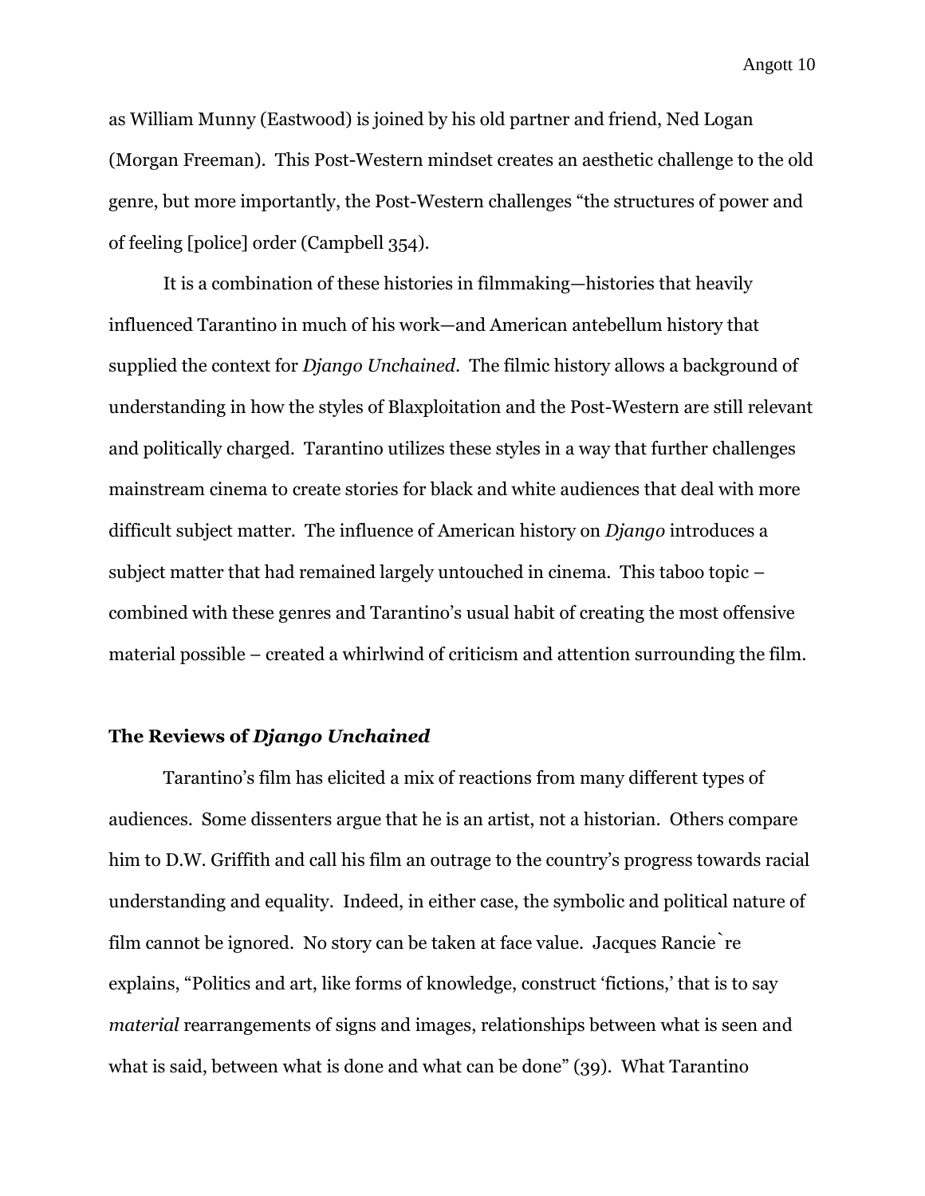as William Munny (Eastwood) is joined by his old partner and friend, Ned Logan (Morgan Freeman). This Post-Western mindset creates an aesthetic challenge to the old genre, but more importantly, the Post-Western challenges "the structures of power and of feeling [police] order (Campbell 354).

It is a combination of these histories in filmmaking—histories that heavily influenced Tarantino in much of his work—and American antebellum history that supplied the context for *Django Unchained*. The filmic history allows a background of understanding in how the styles of Blaxploitation and the Post-Western are still relevant and politically charged. Tarantino utilizes these styles in a way that further challenges mainstream cinema to create stories for black and white audiences that deal with more difficult subject matter. The influence of American history on *Django* introduces a subject matter that had remained largely untouched in cinema. This taboo topic – combined with these genres and Tarantino's usual habit of creating the most offensive material possible – created a whirlwind of criticism and attention surrounding the film.

### The Reviews of *Django Unchained*

Tarantino's film has elicited a mix of reactions from many different types of audiences. Some dissenters argue that he is an artist, not a historian. Others compare him to D.W. Griffith and call his film an outrage to the country's progress towards racial understanding and equality. Indeed, in either case, the symbolic and political nature of film cannot be ignored. No story can be taken at face value. Jacques Rancie`re explains, "Politics and art, like forms of knowledge, construct 'fictions,' that is to say *material* rearrangements of signs and images, relationships between what is seen and what is said, between what is done and what can be done" (39). What Tarantino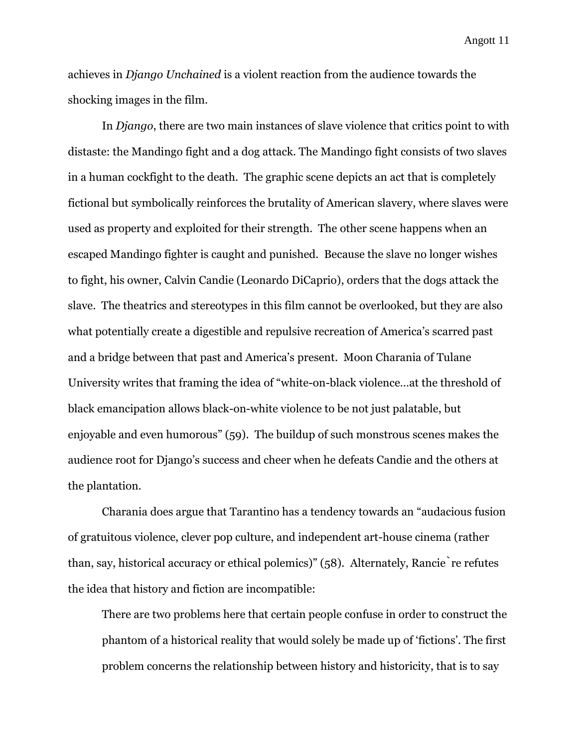achieves in *Django Unchained* is a violent reaction from the audience towards the shocking images in the film.

In *Django*, there are two main instances of slave violence that critics point to with distaste: the Mandingo fight and a dog attack. The Mandingo fight consists of two slaves in a human cockfight to the death. The graphic scene depicts an act that is completely fictional but symbolically reinforces the brutality of American slavery, where slaves were used as property and exploited for their strength. The other scene happens when an escaped Mandingo fighter is caught and punished. Because the slave no longer wishes to fight, his owner, Calvin Candie (Leonardo DiCaprio), orders that the dogs attack the slave. The theatrics and stereotypes in this film cannot be overlooked, but they are also what potentially create a digestible and repulsive recreation of America's scarred past and a bridge between that past and America's present. Moon Charania of Tulane University writes that framing the idea of "white-on-black violence…at the threshold of black emancipation allows black-on-white violence to be not just palatable, but enjoyable and even humorous" (59). The buildup of such monstrous scenes makes the audience root for Django's success and cheer when he defeats Candie and the others at the plantation.

Charania does argue that Tarantino has a tendency towards an "audacious fusion of gratuitous violence, clever pop culture, and independent art-house cinema (rather than, say, historical accuracy or ethical polemics)" (58). Alternately, Rancie`re refutes the idea that history and fiction are incompatible:

> There are two problems here that certain people confuse in order to construct the phantom of a historical reality that would solely be made up of 'fictions'. The first problem concerns the relationship between history and historicity, that is to say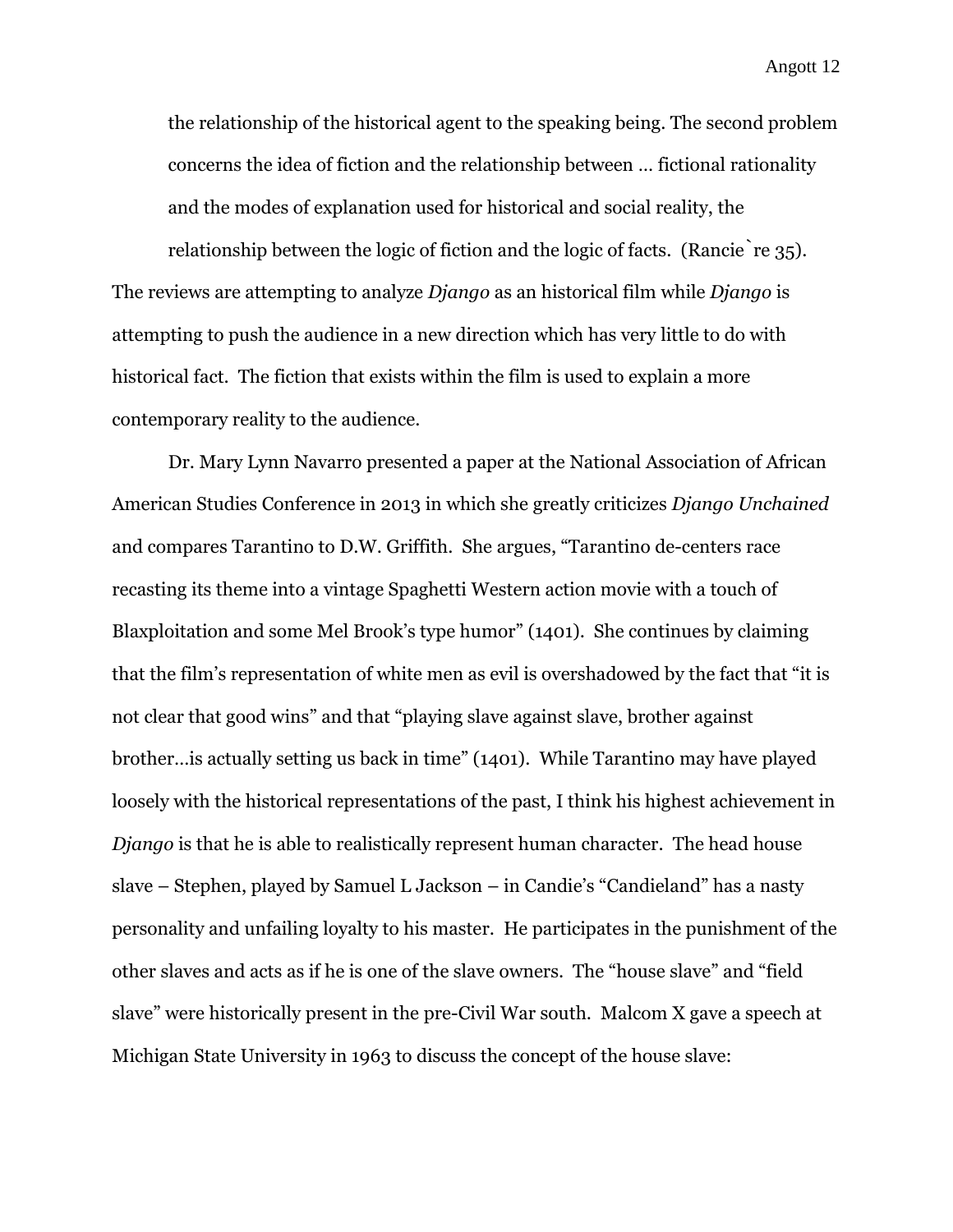> the relationship of the historical agent to the speaking being. The second problem concerns the idea of fiction and the relationship between … fictional rationality and the modes of explanation used for historical and social reality, the relationship between the logic of fiction and the logic of facts. (Rancie`re 35).

The reviews are attempting to analyze *Django* as an historical film while *Django* is attempting to push the audience in a new direction which has very little to do with historical fact. The fiction that exists within the film is used to explain a more contemporary reality to the audience.

Dr. Mary Lynn Navarro presented a paper at the National Association of African American Studies Conference in 2013 in which she greatly criticizes *Django Unchained* and compares Tarantino to D.W. Griffith. She argues, "Tarantino de-centers race recasting its theme into a vintage Spaghetti Western action movie with a touch of Blaxploitation and some Mel Brook's type humor" (1401). She continues by claiming that the film's representation of white men as evil is overshadowed by the fact that "it is not clear that good wins" and that "playing slave against slave, brother against brother…is actually setting us back in time" (1401). While Tarantino may have played loosely with the historical representations of the past, I think his highest achievement in *Django* is that he is able to realistically represent human character. The head house slave – Stephen, played by Samuel L Jackson – in Candie's "Candieland" has a nasty personality and unfailing loyalty to his master. He participates in the punishment of the other slaves and acts as if he is one of the slave owners. The "house slave" and "field slave" were historically present in the pre-Civil War south. Malcom X gave a speech at Michigan State University in 1963 to discuss the concept of the house slave: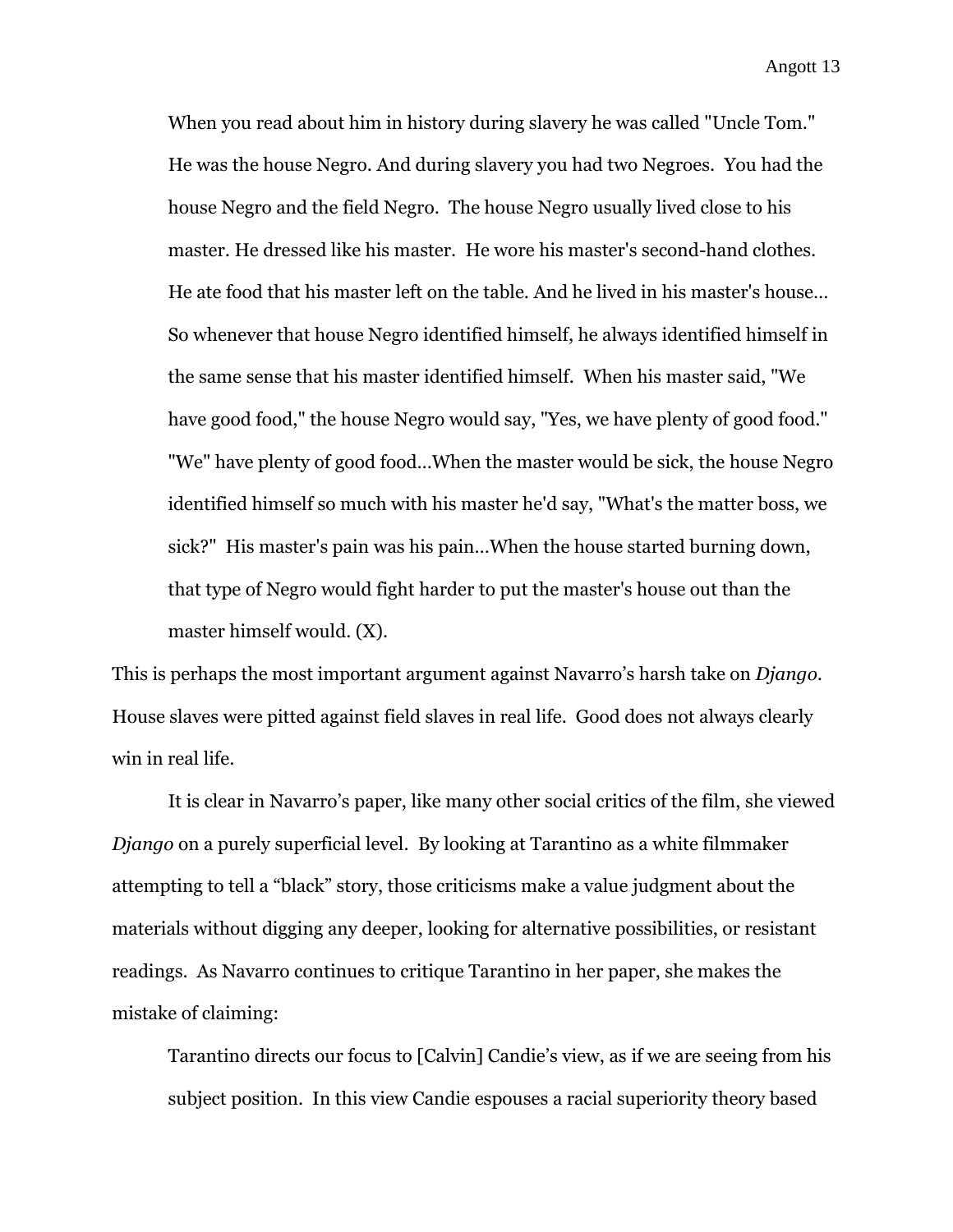> When you read about him in history during slavery he was called "Uncle Tom." He was the house Negro. And during slavery you had two Negroes. You had the house Negro and the field Negro. The house Negro usually lived close to his master. He dressed like his master. He wore his master's second-hand clothes. He ate food that his master left on the table. And he lived in his master's house… So whenever that house Negro identified himself, he always identified himself in the same sense that his master identified himself. When his master said, "We have good food," the house Negro would say, "Yes, we have plenty of good food." "We" have plenty of good food…When the master would be sick, the house Negro identified himself so much with his master he'd say, "What's the matter boss, we sick?" His master's pain was his pain…When the house started burning down, that type of Negro would fight harder to put the master's house out than the master himself would. (X).

This is perhaps the most important argument against Navarro's harsh take on *Django*. House slaves were pitted against field slaves in real life. Good does not always clearly win in real life.

It is clear in Navarro's paper, like many other social critics of the film, she viewed *Django* on a purely superficial level. By looking at Tarantino as a white filmmaker attempting to tell a "black" story, those criticisms make a value judgment about the materials without digging any deeper, looking for alternative possibilities, or resistant readings. As Navarro continues to critique Tarantino in her paper, she makes the mistake of claiming:

> Tarantino directs our focus to [Calvin] Candie's view, as if we are seeing from his subject position. In this view Candie espouses a racial superiority theory based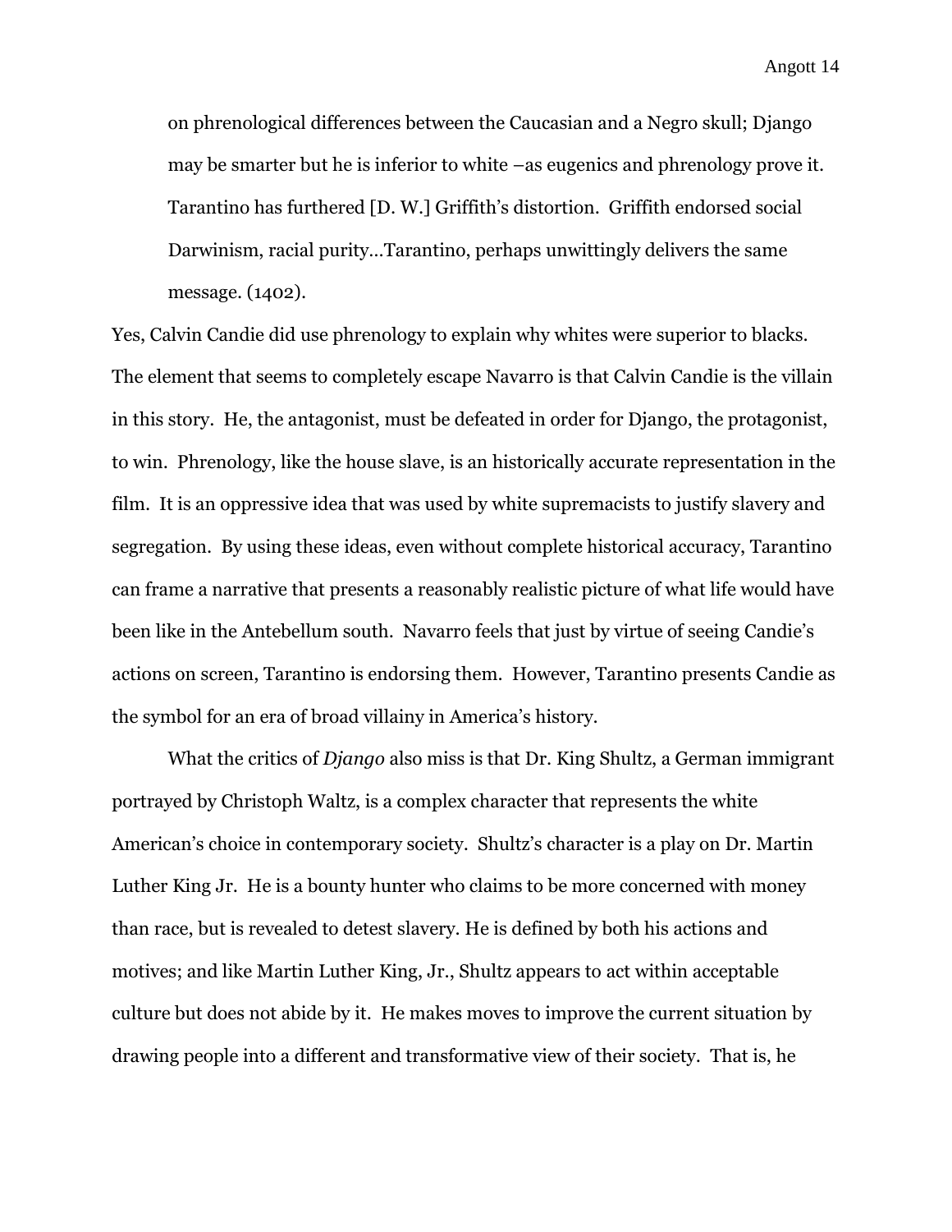> on phrenological differences between the Caucasian and a Negro skull; Django may be smarter but he is inferior to white –as eugenics and phrenology prove it. Tarantino has furthered [D. W.] Griffith's distortion. Griffith endorsed social Darwinism, racial purity…Tarantino, perhaps unwittingly delivers the same message. (1402).

Yes, Calvin Candie did use phrenology to explain why whites were superior to blacks. The element that seems to completely escape Navarro is that Calvin Candie is the villain in this story. He, the antagonist, must be defeated in order for Django, the protagonist, to win. Phrenology, like the house slave, is an historically accurate representation in the film. It is an oppressive idea that was used by white supremacists to justify slavery and segregation. By using these ideas, even without complete historical accuracy, Tarantino can frame a narrative that presents a reasonably realistic picture of what life would have been like in the Antebellum south. Navarro feels that just by virtue of seeing Candie's actions on screen, Tarantino is endorsing them. However, Tarantino presents Candie as the symbol for an era of broad villainy in America's history.

What the critics of *Django* also miss is that Dr. King Shultz, a German immigrant portrayed by Christoph Waltz, is a complex character that represents the white American's choice in contemporary society. Shultz's character is a play on Dr. Martin Luther King Jr. He is a bounty hunter who claims to be more concerned with money than race, but is revealed to detest slavery. He is defined by both his actions and motives; and like Martin Luther King, Jr., Shultz appears to act within acceptable culture but does not abide by it. He makes moves to improve the current situation by drawing people into a different and transformative view of their society. That is, he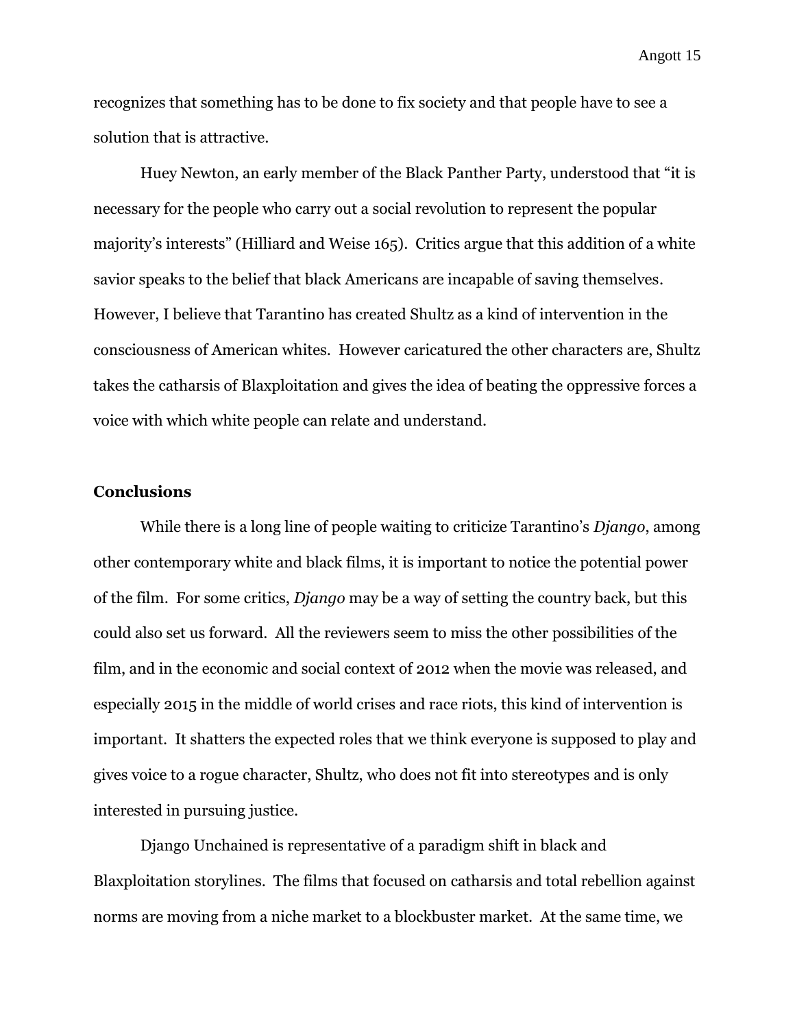recognizes that something has to be done to fix society and that people have to see a solution that is attractive.

Huey Newton, an early member of the Black Panther Party, understood that "it is necessary for the people who carry out a social revolution to represent the popular majority's interests" (Hilliard and Weise 165). Critics argue that this addition of a white savior speaks to the belief that black Americans are incapable of saving themselves. However, I believe that Tarantino has created Shultz as a kind of intervention in the consciousness of American whites. However caricatured the other characters are, Shultz takes the catharsis of Blaxploitation and gives the idea of beating the oppressive forces a voice with which white people can relate and understand.

**Conclusions**

While there is a long line of people waiting to criticize Tarantino's *Django*, among other contemporary white and black films, it is important to notice the potential power of the film. For some critics, *Django* may be a way of setting the country back, but this could also set us forward. All the reviewers seem to miss the other possibilities of the film, and in the economic and social context of 2012 when the movie was released, and especially 2015 in the middle of world crises and race riots, this kind of intervention is important. It shatters the expected roles that we think everyone is supposed to play and gives voice to a rogue character, Shultz, who does not fit into stereotypes and is only interested in pursuing justice.

Django Unchained is representative of a paradigm shift in black and Blaxploitation storylines. The films that focused on catharsis and total rebellion against norms are moving from a niche market to a blockbuster market. At the same time, we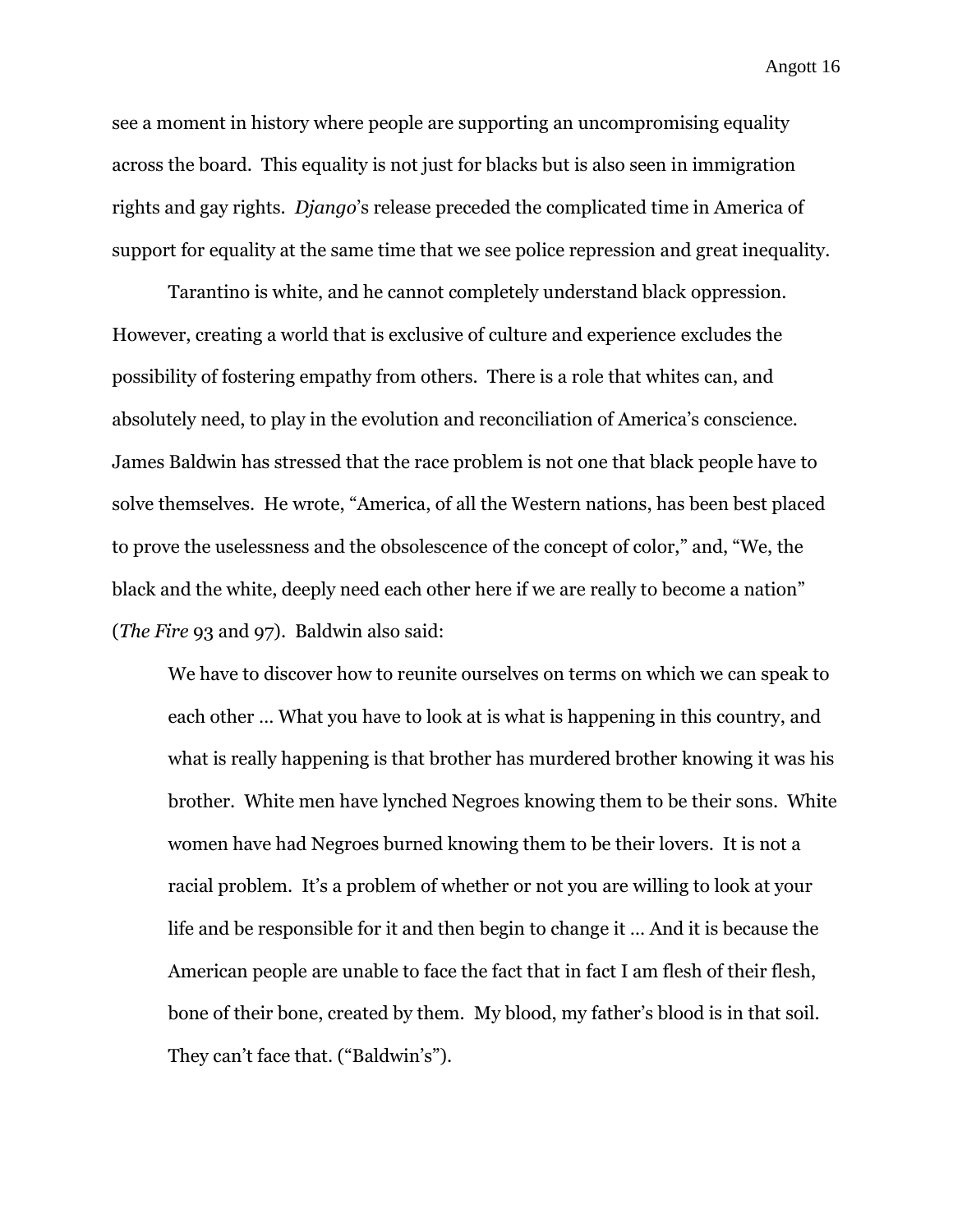see a moment in history where people are supporting an uncompromising equality across the board. This equality is not just for blacks but is also seen in immigration rights and gay rights. *Django*'s release preceded the complicated time in America of support for equality at the same time that we see police repression and great inequality.

Tarantino is white, and he cannot completely understand black oppression. However, creating a world that is exclusive of culture and experience excludes the possibility of fostering empathy from others. There is a role that whites can, and absolutely need, to play in the evolution and reconciliation of America's conscience. James Baldwin has stressed that the race problem is not one that black people have to solve themselves. He wrote, "America, of all the Western nations, has been best placed to prove the uselessness and the obsolescence of the concept of color," and, "We, the black and the white, deeply need each other here if we are really to become a nation" (*The Fire* 93 and 97). Baldwin also said:

> We have to discover how to reunite ourselves on terms on which we can speak to each other … What you have to look at is what is happening in this country, and what is really happening is that brother has murdered brother knowing it was his brother. White men have lynched Negroes knowing them to be their sons. White women have had Negroes burned knowing them to be their lovers. It is not a racial problem. It's a problem of whether or not you are willing to look at your life and be responsible for it and then begin to change it … And it is because the American people are unable to face the fact that in fact I am flesh of their flesh, bone of their bone, created by them. My blood, my father's blood is in that soil. They can't face that. ("Baldwin's").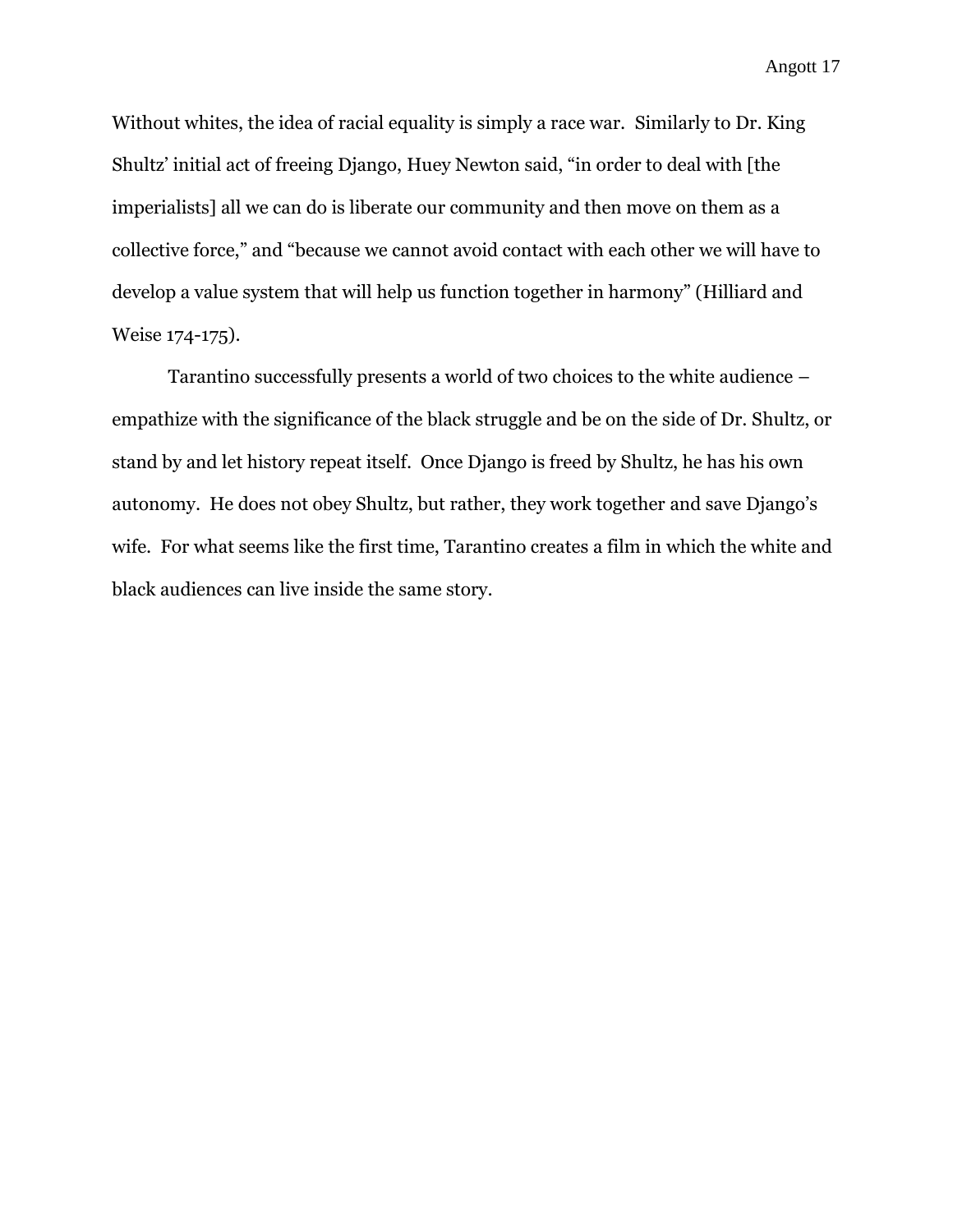Without whites, the idea of racial equality is simply a race war. Similarly to Dr. King Shultz' initial act of freeing Django, Huey Newton said, "in order to deal with [the imperialists] all we can do is liberate our community and then move on them as a collective force," and "because we cannot avoid contact with each other we will have to develop a value system that will help us function together in harmony" (Hilliard and Weise 174-175).

Tarantino successfully presents a world of two choices to the white audience – empathize with the significance of the black struggle and be on the side of Dr. Shultz, or stand by and let history repeat itself. Once Django is freed by Shultz, he has his own autonomy. He does not obey Shultz, but rather, they work together and save Django's wife. For what seems like the first time, Tarantino creates a film in which the white and black audiences can live inside the same story.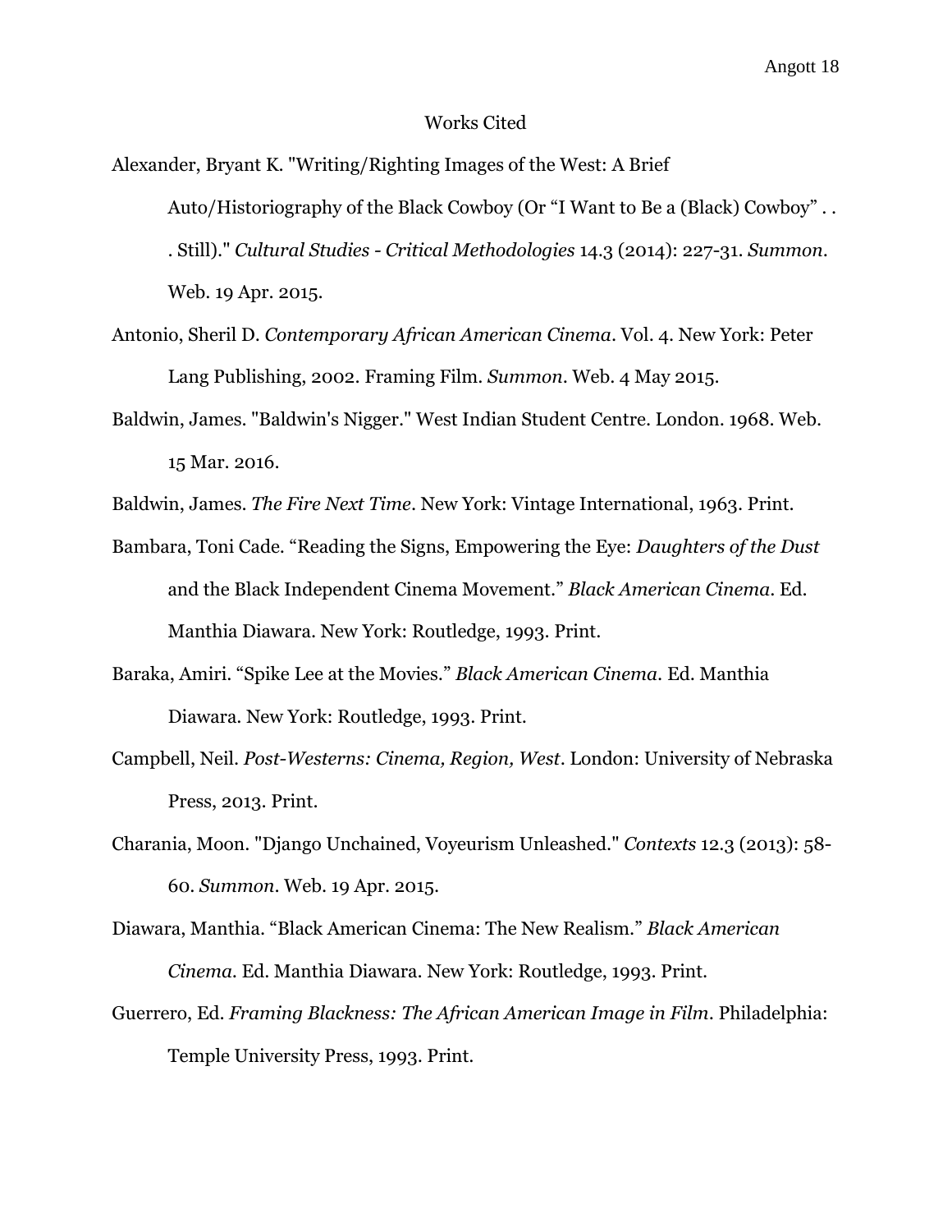# Works Cited

Alexander, Bryant K. "Writing/Righting Images of the West: A Brief Auto/Historiography of the Black Cowboy (Or "I Want to Be a (Black) Cowboy" . . . Still)." *Cultural Studies - Critical Methodologies* 14.3 (2014): 227-31. *Summon*. Web. 19 Apr. 2015.

Antonio, Sheril D. *Contemporary African American Cinema*. Vol. 4. New York: Peter Lang Publishing, 2002. Framing Film. *Summon*. Web. 4 May 2015.

Baldwin, James. "Baldwin's Nigger." West Indian Student Centre. London. 1968. Web. 15 Mar. 2016.

Baldwin, James. *The Fire Next Time*. New York: Vintage International, 1963. Print.

Bambara, Toni Cade. "Reading the Signs, Empowering the Eye: *Daughters of the Dust* and the Black Independent Cinema Movement." *Black American Cinema*. Ed. Manthia Diawara. New York: Routledge, 1993. Print.

Baraka, Amiri. "Spike Lee at the Movies." *Black American Cinema*. Ed. Manthia Diawara. New York: Routledge, 1993. Print.

Campbell, Neil. *Post-Westerns: Cinema, Region, West*. London: University of Nebraska Press, 2013. Print.

Charania, Moon. "Django Unchained, Voyeurism Unleashed." *Contexts* 12.3 (2013): 58-60. *Summon*. Web. 19 Apr. 2015.

Diawara, Manthia. "Black American Cinema: The New Realism." *Black American Cinema*. Ed. Manthia Diawara. New York: Routledge, 1993. Print.

Guerrero, Ed. *Framing Blackness: The African American Image in Film*. Philadelphia: Temple University Press, 1993. Print.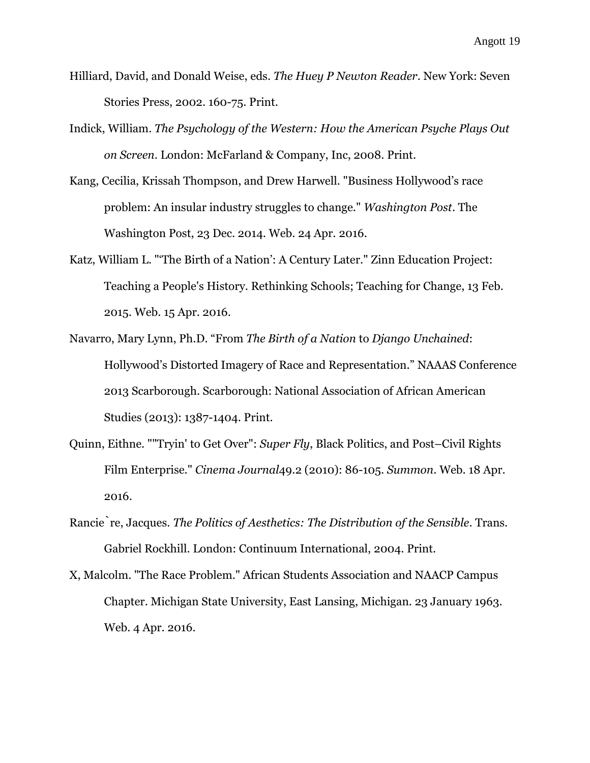Hilliard, David, and Donald Weise, eds. *The Huey P Newton Reader*. New York: Seven Stories Press, 2002. 160-75. Print.

Indick, William. *The Psychology of the Western: How the American Psyche Plays Out on Screen*. London: McFarland & Company, Inc, 2008. Print.

Kang, Cecilia, Krissah Thompson, and Drew Harwell. "Business Hollywood's race problem: An insular industry struggles to change." *Washington Post*. The Washington Post, 23 Dec. 2014. Web. 24 Apr. 2016.

Katz, William L. "'The Birth of a Nation': A Century Later." Zinn Education Project: Teaching a People's History. Rethinking Schools; Teaching for Change, 13 Feb. 2015. Web. 15 Apr. 2016.

Navarro, Mary Lynn, Ph.D. "From *The Birth of a Nation* to *Django Unchained*: Hollywood's Distorted Imagery of Race and Representation." NAAAS Conference 2013 Scarborough. Scarborough: National Association of African American Studies (2013): 1387-1404. Print.

Quinn, Eithne. ""Tryin' to Get Over": *Super Fly*, Black Politics, and Post–Civil Rights Film Enterprise." *Cinema Journal*49.2 (2010): 86-105. *Summon*. Web. 18 Apr. 2016.

Rancie`re, Jacques. *The Politics of Aesthetics: The Distribution of the Sensible*. Trans. Gabriel Rockhill. London: Continuum International, 2004. Print.

X, Malcolm. "The Race Problem." African Students Association and NAACP Campus Chapter. Michigan State University, East Lansing, Michigan. 23 January 1963. Web. 4 Apr. 2016.